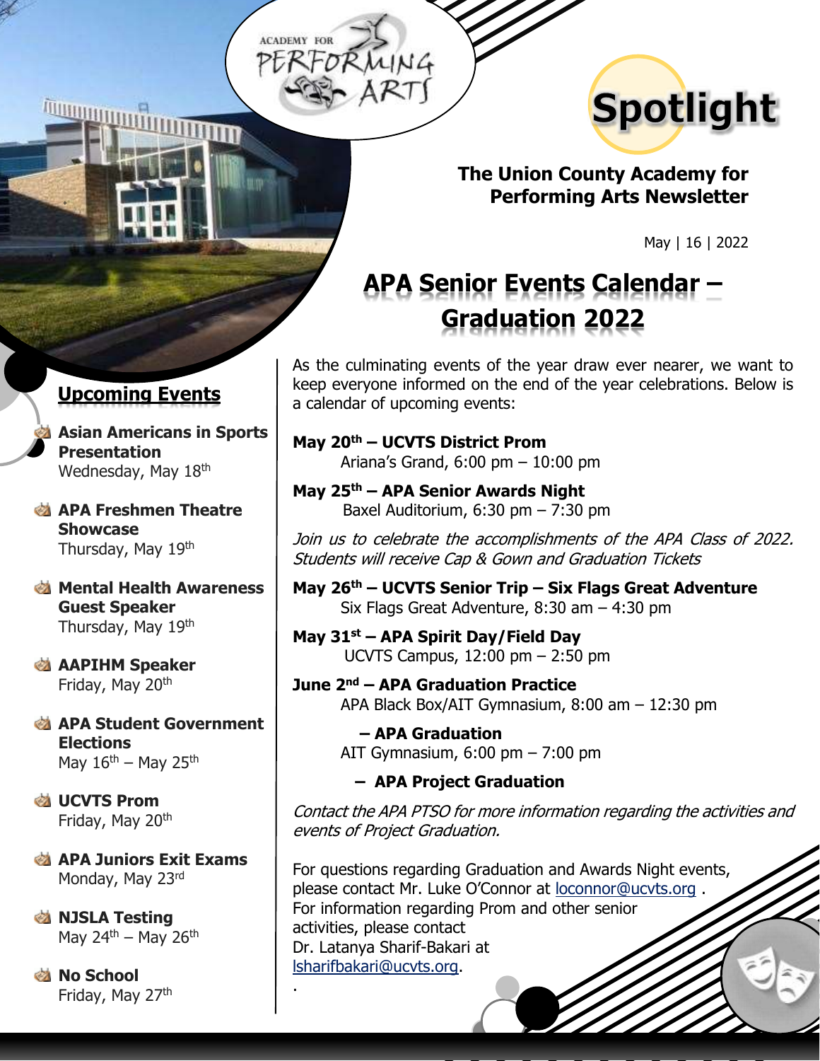# Spotlight

**The Union County Academy for Performing Arts Newsletter**

May | 16 | 2022

## APA Senior Events Calendar – Graduation 2022

As the culminating events of the year draw ever nearer, we want to keep everyone informed on the end of the year celebrations. Below is a calendar of upcoming events:

**May 20th – UCVTS District Prom**
Ariana's Grand, 6:00 pm – 10:00 pm

**May 25th – APA Senior Awards Night**
Baxel Auditorium, 6:30 pm – 7:30 pm

*Join us to celebrate the accomplishments of the APA Class of 2022. Students will receive Cap & Gown and Graduation Tickets*

**May 26th – UCVTS Senior Trip – Six Flags Great Adventure**
Six Flags Great Adventure, 8:30 am – 4:30 pm

**May 31st – APA Spirit Day/Field Day**
UCVTS Campus, 12:00 pm – 2:50 pm

**June 2nd – APA Graduation Practice**
APA Black Box/AIT Gymnasium, 8:00 am – 12:30 pm

**– APA Graduation**
AIT Gymnasium, 6:00 pm – 7:00 pm

**– APA Project Graduation**

*Contact the APA PTSO for more information regarding the activities and events of Project Graduation.*

For questions regarding Graduation and Awards Night events, please contact Mr. Luke O'Connor at loconnor@ucvts.org .
For information regarding Prom and other senior activities, please contact Dr. Latanya Sharif-Bakari at lsharifbakari@ucvts.org.

## Upcoming Events

- **Asian Americans in Sports Presentation**
  Wednesday, May 18th
- **APA Freshmen Theatre Showcase**
  Thursday, May 19th
- **Mental Health Awareness Guest Speaker**
  Thursday, May 19th
- **AAPIHM Speaker**
  Friday, May 20th
- **APA Student Government Elections**
  May 16th – May 25th
- **UCVTS Prom**
  Friday, May 20th
- **APA Juniors Exit Exams**
  Monday, May 23rd
- **NJSLA Testing**
  May 24th – May 26th
- **No School**
  Friday, May 27th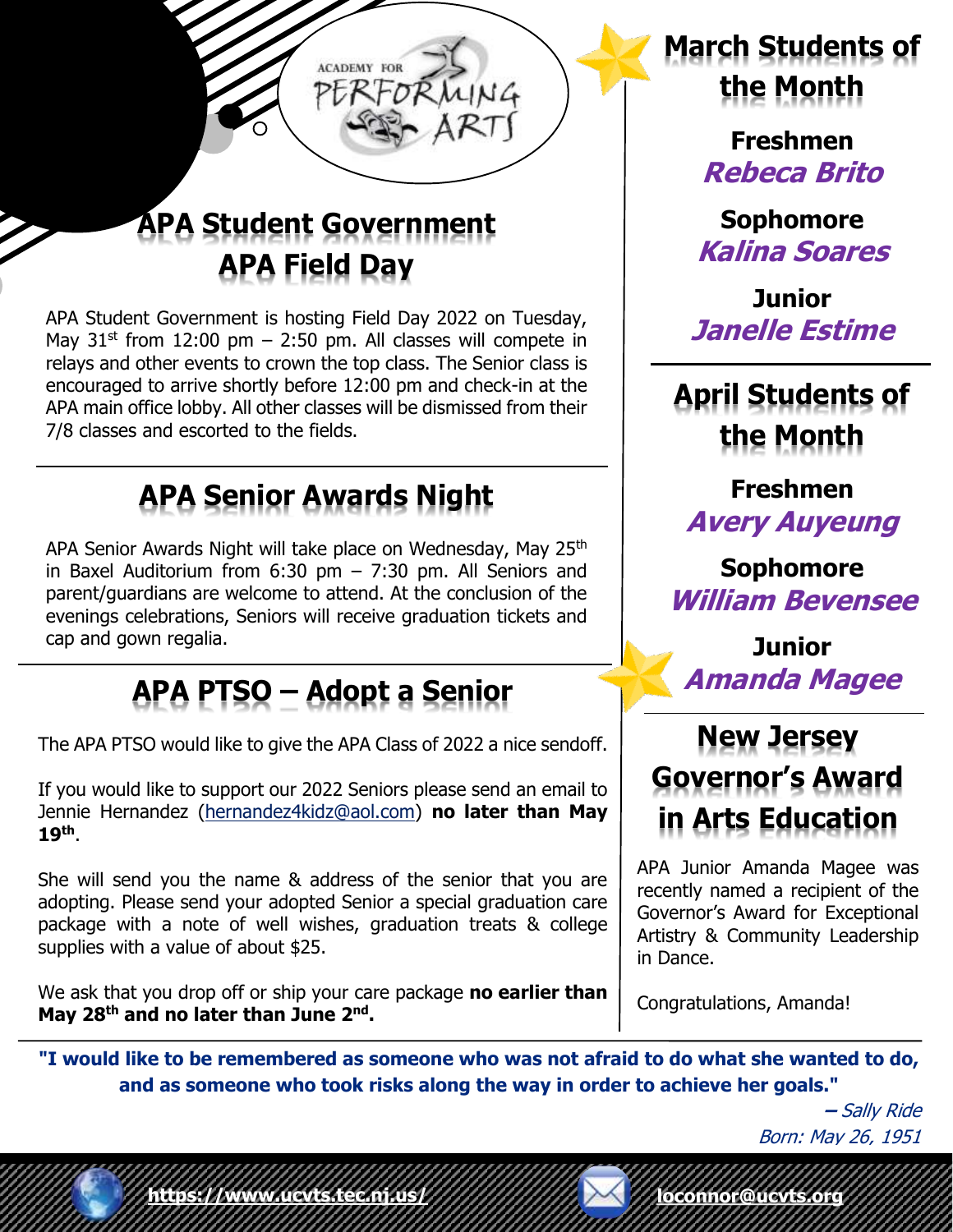# APA Student Government APA Field Day

APA Student Government is hosting Field Day 2022 on Tuesday, May 31st from 12:00 pm – 2:50 pm. All classes will compete in relays and other events to crown the top class. The Senior class is encouraged to arrive shortly before 12:00 pm and check-in at the APA main office lobby. All other classes will be dismissed from their 7/8 classes and escorted to the fields.

## APA Senior Awards Night

APA Senior Awards Night will take place on Wednesday, May 25th in Baxel Auditorium from 6:30 pm – 7:30 pm. All Seniors and parent/guardians are welcome to attend. At the conclusion of the evenings celebrations, Seniors will receive graduation tickets and cap and gown regalia.

## APA PTSO – Adopt a Senior

The APA PTSO would like to give the APA Class of 2022 a nice sendoff.

If you would like to support our 2022 Seniors please send an email to Jennie Hernandez (hernandez4kidz@aol.com) **no later than May 19th**.

She will send you the name & address of the senior that you are adopting. Please send your adopted Senior a special graduation care package with a note of well wishes, graduation treats & college supplies with a value of about $25.

We ask that you drop off or ship your care package **no earlier than May 28th and no later than June 2nd.**

## March Students of the Month

**Freshmen**
***Rebeca Brito***

**Sophomore**
***Kalina Soares***

**Junior**
***Janelle Estime***

## April Students of the Month

**Freshmen**
***Avery Auyeung***

**Sophomore**
***William Bevensee***

**Junior**
***Amanda Magee***

## New Jersey Governor's Award in Arts Education

APA Junior Amanda Magee was recently named a recipient of the Governor's Award for Exceptional Artistry & Community Leadership in Dance.

Congratulations, Amanda!

**"I would like to be remembered as someone who was not afraid to do what she wanted to do, and as someone who took risks along the way in order to achieve her goals."**

*– Sally Ride*
*Born: May 26, 1951*

https://www.ucvts.tec.nj.us/

loconnor@ucvts.org